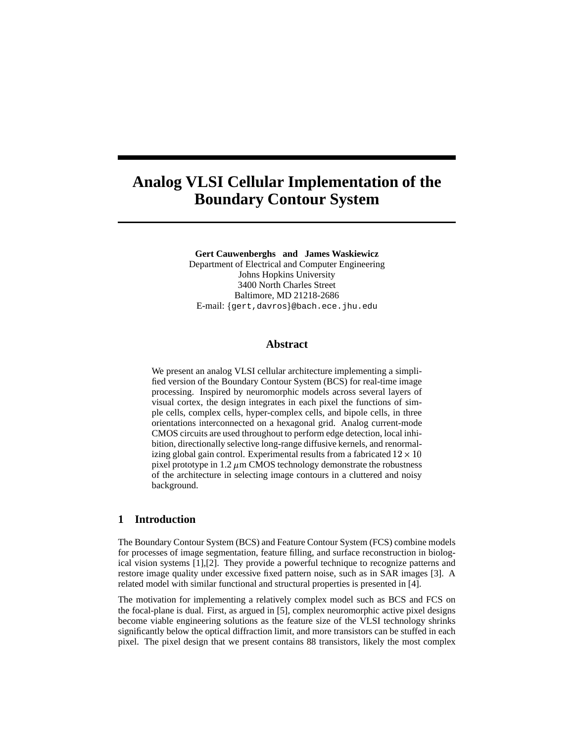# Analog VLSI Cellular Implementation of the Boundary Contour System

**Gert Cauwenberghs and James Waskiewicz**
Department of Electrical and Computer Engineering
Johns Hopkins University
3400 North Charles Street
Baltimore, MD 21218-2686
E-mail: {gert,davros}@bach.ece.jhu.edu

## Abstract

We present an analog VLSI cellular architecture implementing a simplified version of the Boundary Contour System (BCS) for real-time image processing. Inspired by neuromorphic models across several layers of visual cortex, the design integrates in each pixel the functions of simple cells, complex cells, hyper-complex cells, and bipole cells, in three orientations interconnected on a hexagonal grid. Analog current-mode CMOS circuits are used throughout to perform edge detection, local inhibition, directionally selective long-range diffusive kernels, and renormalizing global gain control. Experimental results from a fabricated $12 \times 10$ pixel prototype in 1.2 $\mu$m CMOS technology demonstrate the robustness of the architecture in selecting image contours in a cluttered and noisy background.

## 1 Introduction

The Boundary Contour System (BCS) and Feature Contour System (FCS) combine models for processes of image segmentation, feature filling, and surface reconstruction in biological vision systems [1],[2]. They provide a powerful technique to recognize patterns and restore image quality under excessive fixed pattern noise, such as in SAR images [3]. A related model with similar functional and structural properties is presented in [4].

The motivation for implementing a relatively complex model such as BCS and FCS on the focal-plane is dual. First, as argued in [5], complex neuromorphic active pixel designs become viable engineering solutions as the feature size of the VLSI technology shrinks significantly below the optical diffraction limit, and more transistors can be stuffed in each pixel. The pixel design that we present contains 88 transistors, likely the most complex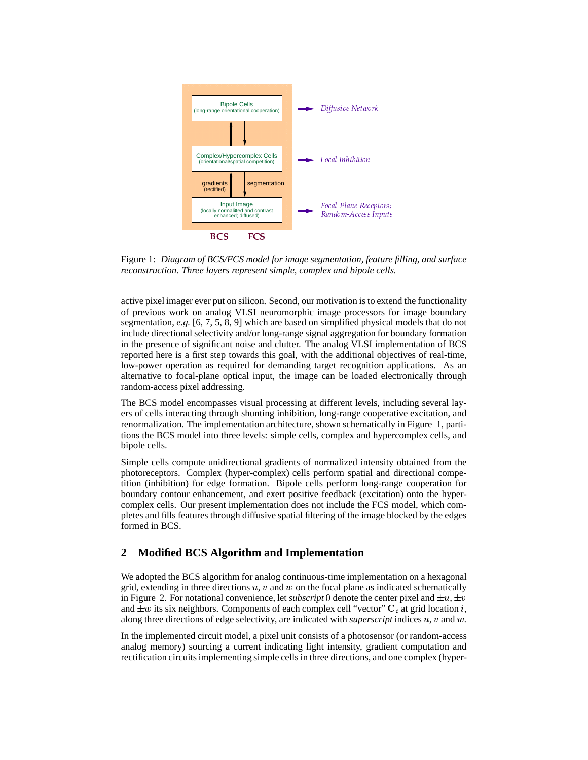Figure 1: *Diagram of BCS/FCS model for image segmentation, feature filling, and surface reconstruction. Three layers represent simple, complex and bipole cells.*

active pixel imager ever put on silicon. Second, our motivation is to extend the functionality of previous work on analog VLSI neuromorphic image processors for image boundary segmentation, *e.g.* [6, 7, 5, 8, 9] which are based on simplified physical models that do not include directional selectivity and/or long-range signal aggregation for boundary formation in the presence of significant noise and clutter. The analog VLSI implementation of BCS reported here is a first step towards this goal, with the additional objectives of real-time, low-power operation as required for demanding target recognition applications. As an alternative to focal-plane optical input, the image can be loaded electronically through random-access pixel addressing.

The BCS model encompasses visual processing at different levels, including several layers of cells interacting through shunting inhibition, long-range cooperative excitation, and renormalization. The implementation architecture, shown schematically in Figure 1, partitions the BCS model into three levels: simple cells, complex and hypercomplex cells, and bipole cells.

Simple cells compute unidirectional gradients of normalized intensity obtained from the photoreceptors. Complex (hyper-complex) cells perform spatial and directional competition (inhibition) for edge formation. Bipole cells perform long-range cooperation for boundary contour enhancement, and exert positive feedback (excitation) onto the hypercomplex cells. Our present implementation does not include the FCS model, which completes and fills features through diffusive spatial filtering of the image blocked by the edges formed in BCS.

## 2 Modified BCS Algorithm and Implementation

We adopted the BCS algorithm for analog continuous-time implementation on a hexagonal grid, extending in three directions $u$, $v$ and $w$ on the focal plane as indicated schematically in Figure 2. For notational convenience, let *subscript* 0 denote the center pixel and $\pm u$, $\pm v$ and $\pm w$ its six neighbors. Components of each complex cell "vector" $\mathbf{C}_i$ at grid location $i$, along three directions of edge selectivity, are indicated with *superscript* indices $u$, $v$ and $w$.

In the implemented circuit model, a pixel unit consists of a photosensor (or random-access analog memory) sourcing a current indicating light intensity, gradient computation and rectification circuits implementing simple cells in three directions, and one complex (hyper-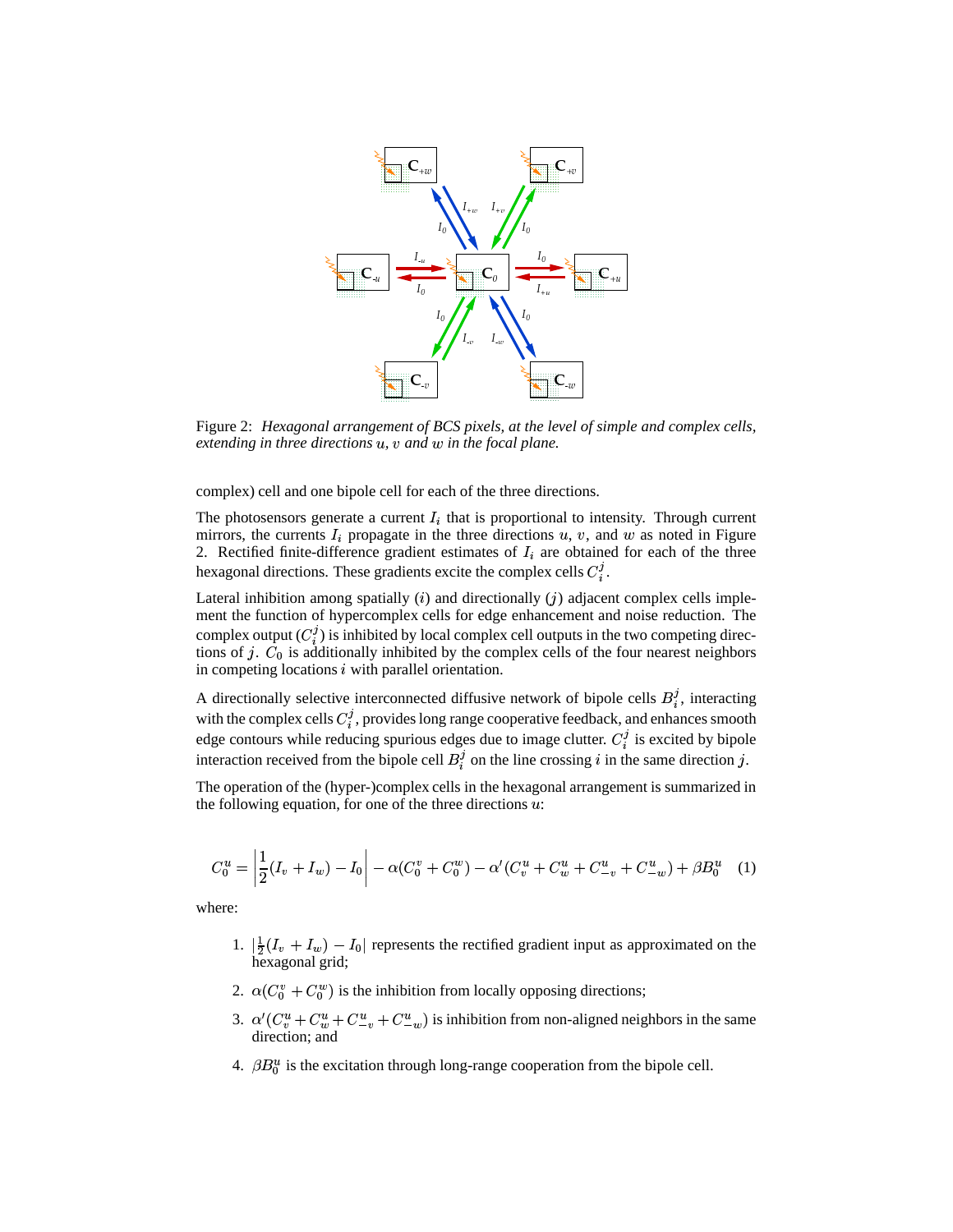Figure 2: *Hexagonal arrangement of BCS pixels, at the level of simple and complex cells, extending in three directions $u$, $v$ and $w$ in the focal plane.*

complex) cell and one bipole cell for each of the three directions.

The photosensors generate a current $I_i$ that is proportional to intensity. Through current mirrors, the currents $I_i$ propagate in the three directions $u$, $v$, and $w$ as noted in Figure 2. Rectified finite-difference gradient estimates of $I_i$ are obtained for each of the three hexagonal directions. These gradients excite the complex cells $C_i^j$.

Lateral inhibition among spatially ($i$) and directionally ($j$) adjacent complex cells implement the function of hypercomplex cells for edge enhancement and noise reduction. The complex output ($C_i^j$) is inhibited by local complex cell outputs in the two competing directions of $j$. $C_0$ is additionally inhibited by the complex cells of the four nearest neighbors in competing locations $i$ with parallel orientation.

A directionally selective interconnected diffusive network of bipole cells $B_i^j$, interacting with the complex cells $C_i^j$, provides long range cooperative feedback, and enhances smooth edge contours while reducing spurious edges due to image clutter. $C_i^j$ is excited by bipole interaction received from the bipole cell $B_i^j$ on the line crossing $i$ in the same direction $j$.

The operation of the (hyper-)complex cells in the hexagonal arrangement is summarized in the following equation, for one of the three directions $u$:

$$C_0^u = \left| \frac{1}{2}(I_v + I_w) - I_0 \right| - \alpha(C_0^v + C_0^w) - \alpha'(C_v^u + C_w^u + C_{-v}^u + C_{-w}^u) + \beta B_0^u \quad (1)$$

where:

1. $|\frac{1}{2}(I_v + I_w) - I_0|$ represents the rectified gradient input as approximated on the hexagonal grid;
2. $\alpha(C_0^v + C_0^w)$ is the inhibition from locally opposing directions;
3. $\alpha'(C_v^u + C_w^u + C_{-v}^u + C_{-w}^u)$ is inhibition from non-aligned neighbors in the same direction; and
4. $\beta B_0^u$ is the excitation through long-range cooperation from the bipole cell.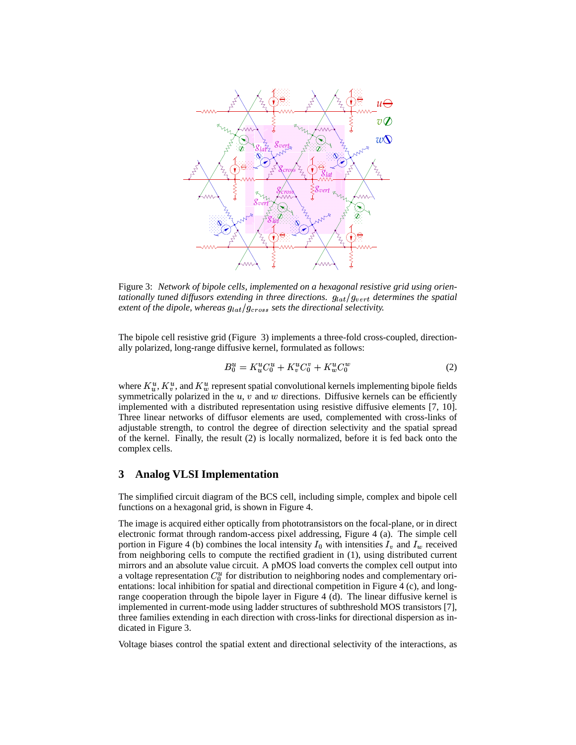Figure 3: *Network of bipole cells, implemented on a hexagonal resistive grid using orientationally tuned diffusors extending in three directions.* $g_{lat}/g_{vert}$ *determines the spatial extent of the dipole, whereas* $g_{lat}/g_{cross}$ *sets the directional selectivity.*

The bipole cell resistive grid (Figure 3) implements a three-fold cross-coupled, directionally polarized, long-range diffusive kernel, formulated as follows:

$$B_0^u = K_u^u C_0^u + K_v^u C_0^v + K_w^u C_0^w \tag{2}$$

where $K_u^u$, $K_v^u$, and $K_w^u$ represent spatial convolutional kernels implementing bipole fields symmetrically polarized in the $u$, $v$ and $w$ directions. Diffusive kernels can be efficiently implemented with a distributed representation using resistive diffusive elements [7, 10]. Three linear networks of diffusor elements are used, complemented with cross-links of adjustable strength, to control the degree of direction selectivity and the spatial spread of the kernel. Finally, the result (2) is locally normalized, before it is fed back onto the complex cells.

## 3 Analog VLSI Implementation

The simplified circuit diagram of the BCS cell, including simple, complex and bipole cell functions on a hexagonal grid, is shown in Figure 4.

The image is acquired either optically from phototransistors on the focal-plane, or in direct electronic format through random-access pixel addressing, Figure 4 (a). The simple cell portion in Figure 4 (b) combines the local intensity $I_0$ with intensities $I_v$ and $I_w$ received from neighboring cells to compute the rectified gradient in (1), using distributed current mirrors and an absolute value circuit. A pMOS load converts the complex cell output into a voltage representation $C_0^u$ for distribution to neighboring nodes and complementary orientations: local inhibition for spatial and directional competition in Figure 4 (c), and long-range cooperation through the bipole layer in Figure 4 (d). The linear diffusive kernel is implemented in current-mode using ladder structures of subthreshold MOS transistors [7], three families extending in each direction with cross-links for directional dispersion as indicated in Figure 3.

Voltage biases control the spatial extent and directional selectivity of the interactions, as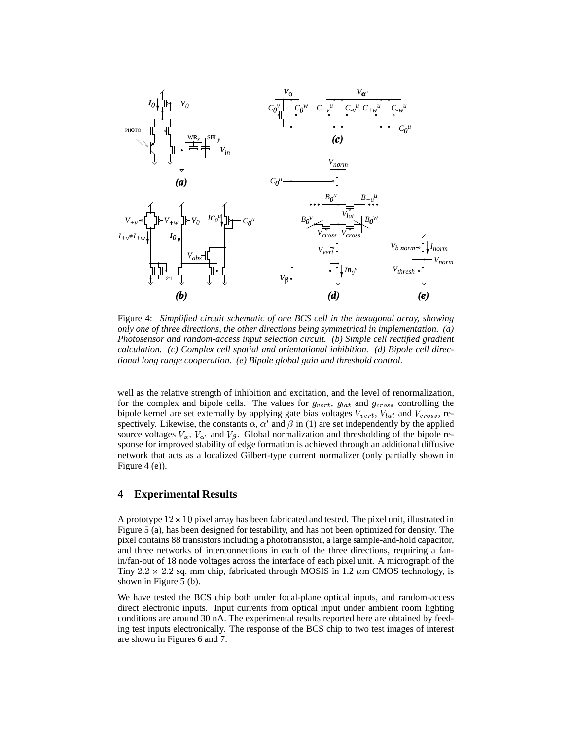Figure 4: *Simplified circuit schematic of one BCS cell in the hexagonal array, showing only one of three directions, the other directions being symmetrical in implementation. (a) Photosensor and random-access input selection circuit. (b) Simple cell rectified gradient calculation. (c) Complex cell spatial and orientational inhibition. (d) Bipole cell directional long range cooperation. (e) Bipole global gain and threshold control.*

well as the relative strength of inhibition and excitation, and the level of renormalization, for the complex and bipole cells. The values for $g_{vert}$, $g_{lat}$ and $g_{cross}$ controlling the bipole kernel are set externally by applying gate bias voltages $V_{vert}$, $V_{lat}$ and $V_{cross}$, respectively. Likewise, the constants $\alpha$, $\alpha'$ and $\beta$ in (1) are set independently by the applied source voltages $V_{\alpha}$, $V_{\alpha'}$ and $V_{\beta}$. Global normalization and thresholding of the bipole response for improved stability of edge formation is achieved through an additional diffusive network that acts as a localized Gilbert-type current normalizer (only partially shown in Figure 4 (e)).

## 4 Experimental Results

A prototype $12 \times 10$ pixel array has been fabricated and tested. The pixel unit, illustrated in Figure 5 (a), has been designed for testability, and has not been optimized for density. The pixel contains 88 transistors including a phototransistor, a large sample-and-hold capacitor, and three networks of interconnections in each of the three directions, requiring a fan-in/fan-out of 18 node voltages across the interface of each pixel unit. A micrograph of the Tiny $2.2 \times 2.2$ sq. mm chip, fabricated through MOSIS in 1.2 $\mu$m CMOS technology, is shown in Figure 5 (b).

We have tested the BCS chip both under focal-plane optical inputs, and random-access direct electronic inputs. Input currents from optical input under ambient room lighting conditions are around 30 nA. The experimental results reported here are obtained by feeding test inputs electronically. The response of the BCS chip to two test images of interest are shown in Figures 6 and 7.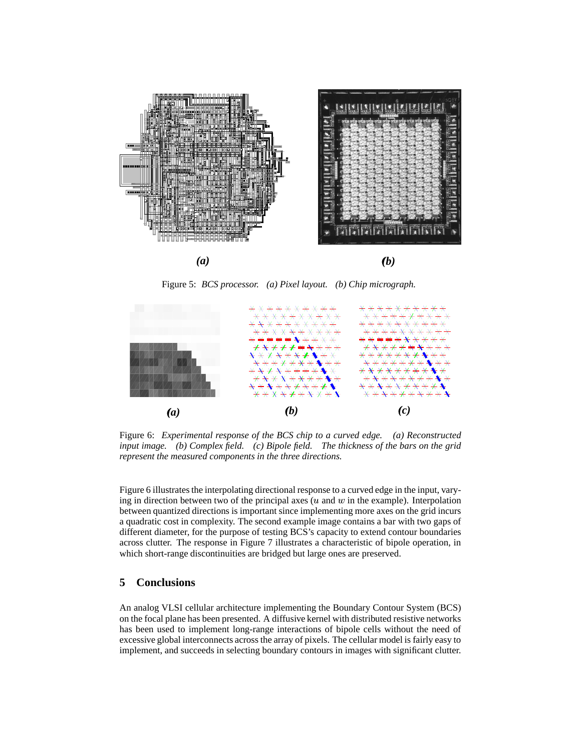Figure 5: *BCS processor. (a) Pixel layout. (b) Chip micrograph.*

Figure 6: *Experimental response of the BCS chip to a curved edge. (a) Reconstructed input image. (b) Complex field. (c) Bipole field. The thickness of the bars on the grid represent the measured components in the three directions.*

Figure 6 illustrates the interpolating directional response to a curved edge in the input, varying in direction between two of the principal axes ($u$ and $w$ in the example). Interpolation between quantized directions is important since implementing more axes on the grid incurs a quadratic cost in complexity. The second example image contains a bar with two gaps of different diameter, for the purpose of testing BCS's capacity to extend contour boundaries across clutter. The response in Figure 7 illustrates a characteristic of bipole operation, in which short-range discontinuities are bridged but large ones are preserved.

## 5 Conclusions

An analog VLSI cellular architecture implementing the Boundary Contour System (BCS) on the focal plane has been presented. A diffusive kernel with distributed resistive networks has been used to implement long-range interactions of bipole cells without the need of excessive global interconnects across the array of pixels. The cellular model is fairly easy to implement, and succeeds in selecting boundary contours in images with significant clutter.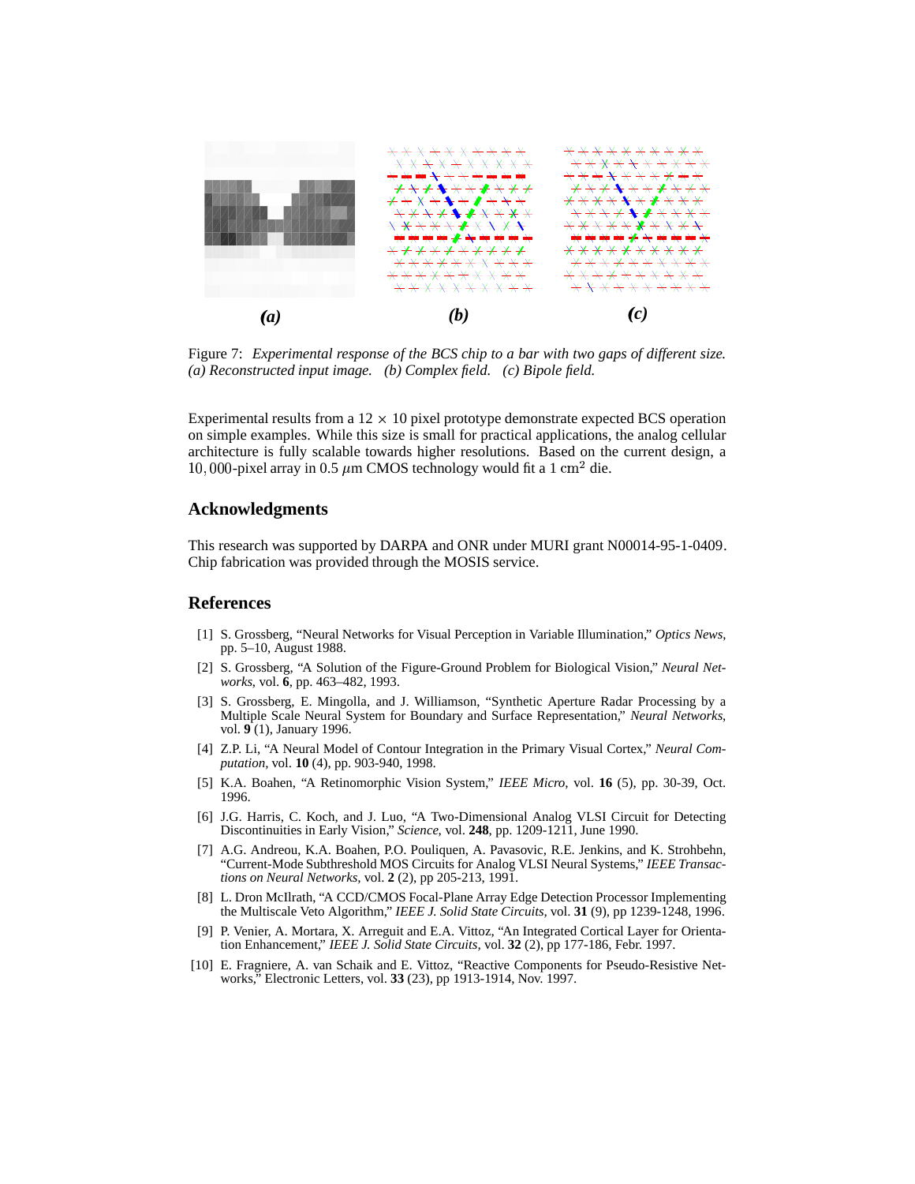(a) (b) (c)

Figure 7: *Experimental response of the BCS chip to a bar with two gaps of different size. (a) Reconstructed input image. (b) Complex field. (c) Bipole field.*

Experimental results from a $12 \times 10$ pixel prototype demonstrate expected BCS operation on simple examples. While this size is small for practical applications, the analog cellular architecture is fully scalable towards higher resolutions. Based on the current design, a $10,000$-pixel array in 0.5 $\mu$m CMOS technology would fit a 1 $\text{cm}^2$ die.

## Acknowledgments

This research was supported by DARPA and ONR under MURI grant N00014-95-1-0409. Chip fabrication was provided through the MOSIS service.

## References

[1] S. Grossberg, "Neural Networks for Visual Perception in Variable Illumination," *Optics News*, pp. 5–10, August 1988.

[2] S. Grossberg, "A Solution of the Figure-Ground Problem for Biological Vision," *Neural Networks*, vol. **6**, pp. 463–482, 1993.

[3] S. Grossberg, E. Mingolla, and J. Williamson, "Synthetic Aperture Radar Processing by a Multiple Scale Neural System for Boundary and Surface Representation," *Neural Networks*, vol. **9** (1), January 1996.

[4] Z.P. Li, "A Neural Model of Contour Integration in the Primary Visual Cortex," *Neural Computation*, vol. **10** (4), pp. 903-940, 1998.

[5] K.A. Boahen, "A Retinomorphic Vision System," *IEEE Micro*, vol. **16** (5), pp. 30-39, Oct. 1996.

[6] J.G. Harris, C. Koch, and J. Luo, "A Two-Dimensional Analog VLSI Circuit for Detecting Discontinuities in Early Vision," *Science*, vol. **248**, pp. 1209-1211, June 1990.

[7] A.G. Andreou, K.A. Boahen, P.O. Pouliquen, A. Pavasovic, R.E. Jenkins, and K. Strohbehn, "Current-Mode Subthreshold MOS Circuits for Analog VLSI Neural Systems," *IEEE Transactions on Neural Networks*, vol. **2** (2), pp 205-213, 1991.

[8] L. Dron McIlrath, "A CCD/CMOS Focal-Plane Array Edge Detection Processor Implementing the Multiscale Veto Algorithm," *IEEE J. Solid State Circuits*, vol. **31** (9), pp 1239-1248, 1996.

[9] P. Venier, A. Mortara, X. Arreguit and E.A. Vittoz, "An Integrated Cortical Layer for Orientation Enhancement," *IEEE J. Solid State Circuits*, vol. **32** (2), pp 177-186, Febr. 1997.

[10] E. Fragniere, A. van Schaik and E. Vittoz, "Reactive Components for Pseudo-Resistive Networks," Electronic Letters, vol. **33** (23), pp 1913-1914, Nov. 1997.